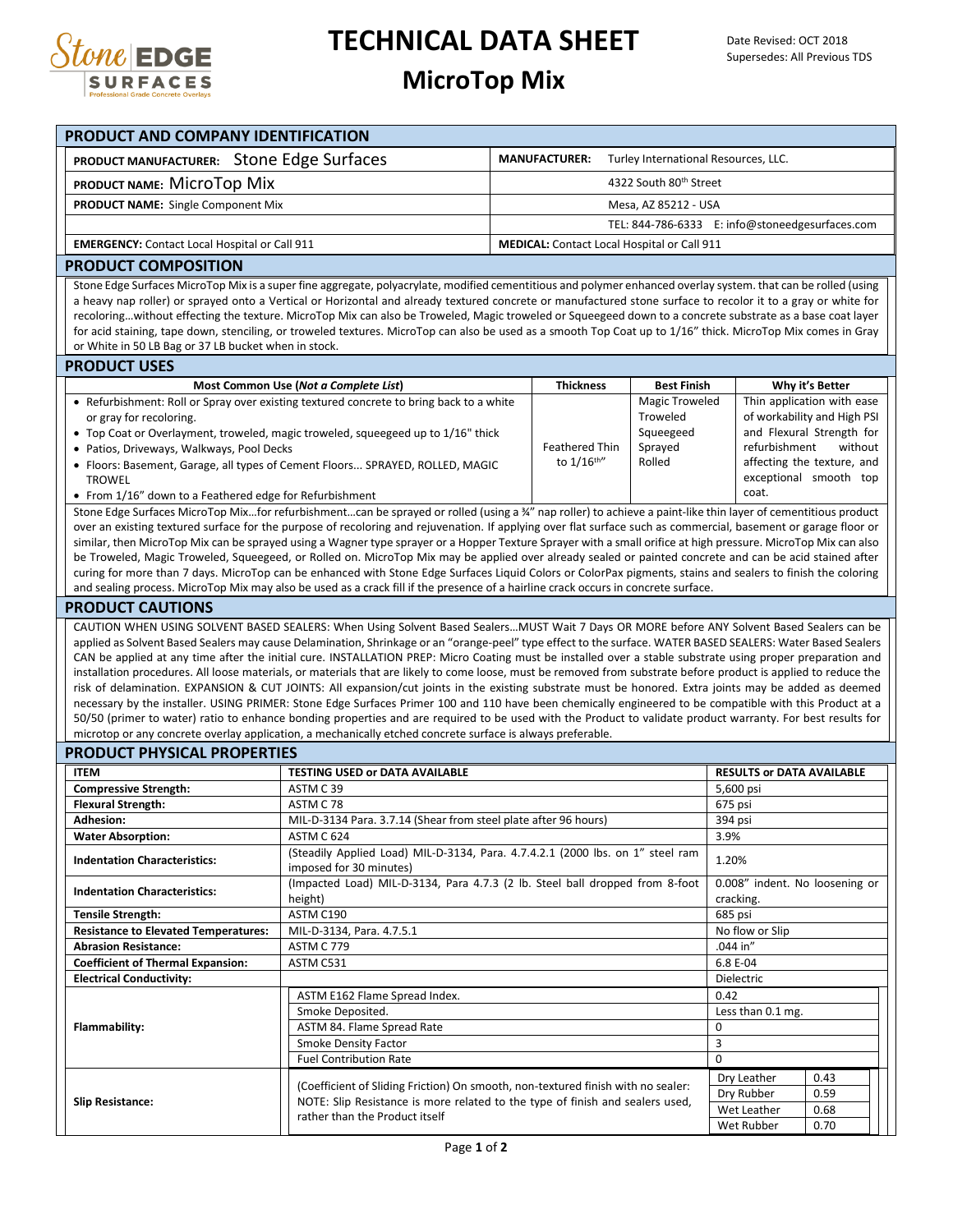# TECHNICAL DATA SHEET

## MicroTop Mix

Date Revised: OCT 2018
Supersedes: All Previous TDS

## PRODUCT AND COMPANY IDENTIFICATION

| | |
|---|---|
| **PRODUCT MANUFACTURER:** Stone Edge Surfaces | **MANUFACTURER:** Turley International Resources, LLC. |
| **PRODUCT NAME:** MicroTop Mix | 4322 South 80th Street |
| **PRODUCT NAME:** Single Component Mix | Mesa, AZ 85212 - USA |
| | TEL: 844-786-6333 E: info@stoneedgesurfaces.com |
| **EMERGENCY:** Contact Local Hospital or Call 911 | **MEDICAL:** Contact Local Hospital or Call 911 |

## PRODUCT COMPOSITION

Stone Edge Surfaces MicroTop Mix is a super fine aggregate, polyacrylate, modified cementitious and polymer enhanced overlay system. that can be rolled (using a heavy nap roller) or sprayed onto a Vertical or Horizontal and already textured concrete or manufactured stone surface to recolor it to a gray or white for recoloring…without effecting the texture. MicroTop Mix can also be Troweled, Magic troweled or Squeegeed down to a concrete substrate as a base coat layer for acid staining, tape down, stenciling, or troweled textures. MicroTop can also be used as a smooth Top Coat up to 1/16" thick. MicroTop Mix comes in Gray or White in 50 LB Bag or 37 LB bucket when in stock.

## PRODUCT USES

| Most Common Use (*Not a Complete List*) | Thickness | Best Finish | Why it's Better |
|---|---|---|---|
| • Refurbishment: Roll or Spray over existing textured concrete to bring back to a white or gray for recoloring.<br>• Top Coat or Overlayment, troweled, magic troweled, squeegeed up to 1/16" thick<br>• Patios, Driveways, Walkways, Pool Decks<br>• Floors: Basement, Garage, all types of Cement Floors... SPRAYED, ROLLED, MAGIC TROWEL<br>• From 1/16" down to a Feathered edge for Refurbishment | Feathered Thin to 1/16th" | Magic Troweled<br>Troweled<br>Squeegeed<br>Sprayed<br>Rolled | Thin application with ease of workability and High PSI and Flexural Strength for refurbishment without affecting the texture, and exceptional smooth top coat. |

Stone Edge Surfaces MicroTop Mix…for refurbishment…can be sprayed or rolled (using a ¾" nap roller) to achieve a paint-like thin layer of cementitious product over an existing textured surface for the purpose of recoloring and rejuvenation. If applying over flat surface such as commercial, basement or garage floor or similar, then MicroTop Mix can be sprayed using a Wagner type sprayer or a Hopper Texture Sprayer with a small orifice at high pressure. MicroTop Mix can also be Troweled, Magic Troweled, Squeegeed, or Rolled on. MicroTop Mix may be applied over already sealed or painted concrete and can be acid stained after curing for more than 7 days. MicroTop can be enhanced with Stone Edge Surfaces Liquid Colors or ColorPax pigments, stains and sealers to finish the coloring and sealing process. MicroTop Mix may also be used as a crack fill if the presence of a hairline crack occurs in concrete surface.

## PRODUCT CAUTIONS

CAUTION WHEN USING SOLVENT BASED SEALERS: When Using Solvent Based Sealers…MUST Wait 7 Days OR MORE before ANY Solvent Based Sealers can be applied as Solvent Based Sealers may cause Delamination, Shrinkage or an "orange-peel" type effect to the surface. WATER BASED SEALERS: Water Based Sealers CAN be applied at any time after the initial cure. INSTALLATION PREP: Micro Coating must be installed over a stable substrate using proper preparation and installation procedures. All loose materials, or materials that are likely to come loose, must be removed from substrate before product is applied to reduce the risk of delamination. EXPANSION & CUT JOINTS: All expansion/cut joints in the existing substrate must be honored. Extra joints may be added as deemed necessary by the installer. USING PRIMER: Stone Edge Surfaces Primer 100 and 110 have been chemically engineered to be compatible with this Product at a 50/50 (primer to water) ratio to enhance bonding properties and are required to be used with the Product to validate product warranty. For best results for microtop or any concrete overlay application, a mechanically etched concrete surface is always preferable.

## PRODUCT PHYSICAL PROPERTIES

| ITEM | TESTING USED or DATA AVAILABLE | RESULTS or DATA AVAILABLE | |
|---|---|---|---|
| **Compressive Strength:** | ASTM C 39 | 5,600 psi | |
| **Flexural Strength:** | ASTM C 78 | 675 psi | |
| **Adhesion:** | MIL-D-3134 Para. 3.7.14 (Shear from steel plate after 96 hours) | 394 psi | |
| **Water Absorption:** | ASTM C 624 | 3.9% | |
| **Indentation Characteristics:** | (Steadily Applied Load) MIL-D-3134, Para. 4.7.4.2.1 (2000 lbs. on 1" steel ram imposed for 30 minutes) | 1.20% | |
| **Indentation Characteristics:** | (Impacted Load) MIL-D-3134, Para 4.7.3 (2 lb. Steel ball dropped from 8-foot height) | 0.008" indent. No loosening or cracking. | |
| **Tensile Strength:** | ASTM C190 | 685 psi | |
| **Resistance to Elevated Temperatures:** | MIL-D-3134, Para. 4.7.5.1 | No flow or Slip | |
| **Abrasion Resistance:** | ASTM C 779 | .044 in" | |
| **Coefficient of Thermal Expansion:** | ASTM C531 | 6.8 E-04 | |
| **Electrical Conductivity:** | | Dielectric | |
| **Flammability:** | ASTM E162 Flame Spread Index. | 0.42 | |
| | Smoke Deposited. | Less than 0.1 mg. | |
| | ASTM 84. Flame Spread Rate | 0 | |
| | Smoke Density Factor | 3 | |
| | Fuel Contribution Rate | 0 | |
| **Slip Resistance:** | (Coefficient of Sliding Friction) On smooth, non-textured finish with no sealer: NOTE: Slip Resistance is more related to the type of finish and sealers used, rather than the Product itself | Dry Leather | 0.43 |
| | | Dry Rubber | 0.59 |
| | | Wet Leather | 0.68 |
| | | Wet Rubber | 0.70 |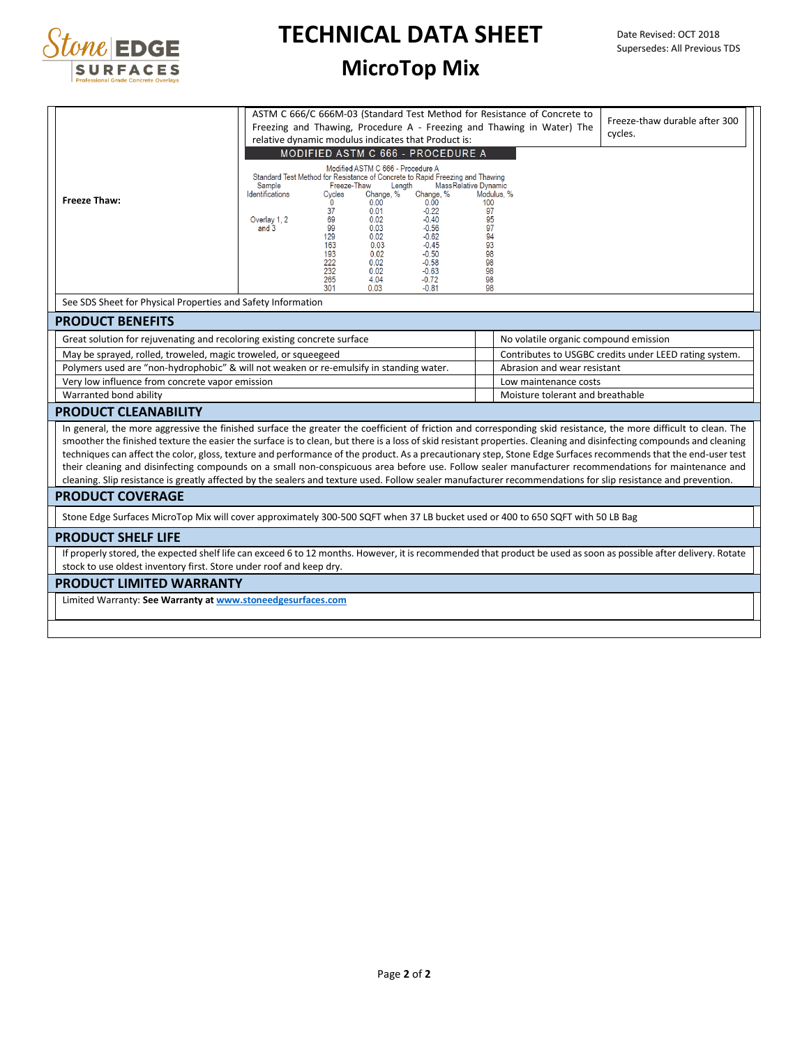# TECHNICAL DATA SHEET

## MicroTop Mix

Date Revised: OCT 2018
Supersedes: All Previous TDS

**Freeze Thaw:**

ASTM C 666/C 666M-03 (Standard Test Method for Resistance of Concrete to Freezing and Thawing, Procedure A - Freezing and Thawing in Water) The relative dynamic modulus indicates that Product is: Freeze-thaw durable after 300 cycles.

MODIFIED ASTM C 666 - PROCEDURE A

Modified ASTM C 666 - Procedure A
Standard Test Method for Resistance of Concrete to Rapid Freezing and Thawing

| Sample Identifications | Freeze-Thaw Cycles | Length Change, % | Mass Change, % | Relative Dynamic Modulus, % |
|---|---|---|---|---|
| Overlay 1, 2 and 3 | 0 | 0.00 | 0.00 | 100 |
| | 37 | 0.01 | -0.22 | 97 |
| | 69 | 0.02 | -0.40 | 95 |
| | 99 | 0.03 | -0.56 | 97 |
| | 129 | 0.02 | -0.62 | 94 |
| | 163 | 0.03 | -0.45 | 93 |
| | 193 | 0.02 | -0.50 | 98 |
| | 222 | 0.02 | -0.58 | 98 |
| | 232 | 0.02 | -0.63 | 98 |
| | 265 | 4.04 | -0.72 | 98 |
| | 301 | 0.03 | -0.81 | 98 |

See SDS Sheet for Physical Properties and Safety Information

## PRODUCT BENEFITS

| | |
|---|---|
| Great solution for rejuvenating and recoloring existing concrete surface | No volatile organic compound emission |
| May be sprayed, rolled, troweled, magic troweled, or squeegeed | Contributes to USGBC credits under LEED rating system. |
| Polymers used are "non-hydrophobic" & will not weaken or re-emulsify in standing water. | Abrasion and wear resistant |
| Very low influence from concrete vapor emission | Low maintenance costs |
| Warranted bond ability | Moisture tolerant and breathable |

## PRODUCT CLEANABILITY

In general, the more aggressive the finished surface the greater the coefficient of friction and corresponding skid resistance, the more difficult to clean. The smoother the finished texture the easier the surface is to clean, but there is a loss of skid resistant properties. Cleaning and disinfecting compounds and cleaning techniques can affect the color, gloss, texture and performance of the product. As a precautionary step, Stone Edge Surfaces recommends that the end-user test their cleaning and disinfecting compounds on a small non-conspicuous area before use. Follow sealer manufacturer recommendations for maintenance and cleaning. Slip resistance is greatly affected by the sealers and texture used. Follow sealer manufacturer recommendations for slip resistance and prevention.

## PRODUCT COVERAGE

Stone Edge Surfaces MicroTop Mix will cover approximately 300-500 SQFT when 37 LB bucket used or 400 to 650 SQFT with 50 LB Bag

## PRODUCT SHELF LIFE

If properly stored, the expected shelf life can exceed 6 to 12 months. However, it is recommended that product be used as soon as possible after delivery. Rotate stock to use oldest inventory first. Store under roof and keep dry.

## PRODUCT LIMITED WARRANTY

Limited Warranty: **See Warranty at [www.stoneedgesurfaces.com](http://www.stoneedgesurfaces.com)**